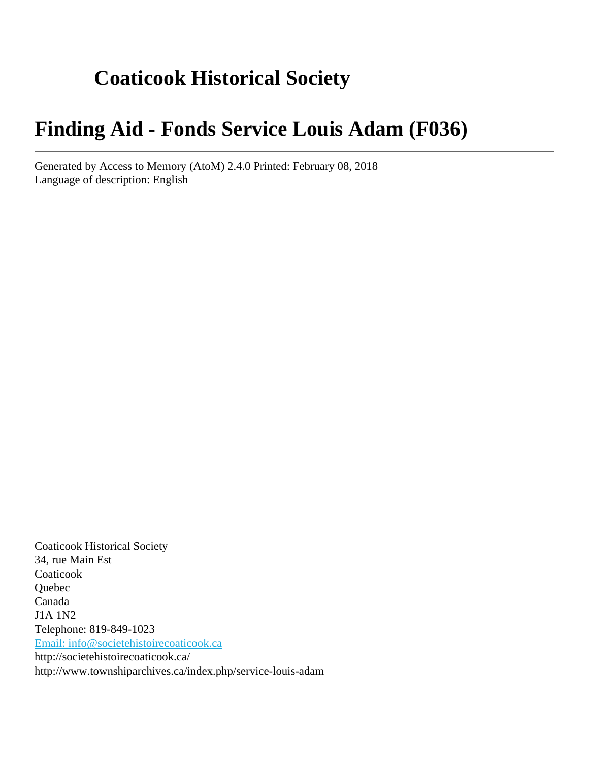# Coaticook Historical Society

# Finding Aid - Fonds Service Louis Adam (F036)

---

Generated by Access to Memory (AtoM) 2.4.0 Printed: February 08, 2018
Language of description: English

Coaticook Historical Society
34, rue Main Est
Coaticook
Quebec
Canada
J1A 1N2
Telephone: 819-849-1023
Email: info@societehistoirecoaticook.ca
http://societehistoirecoaticook.ca/
http://www.townshiparchives.ca/index.php/service-louis-adam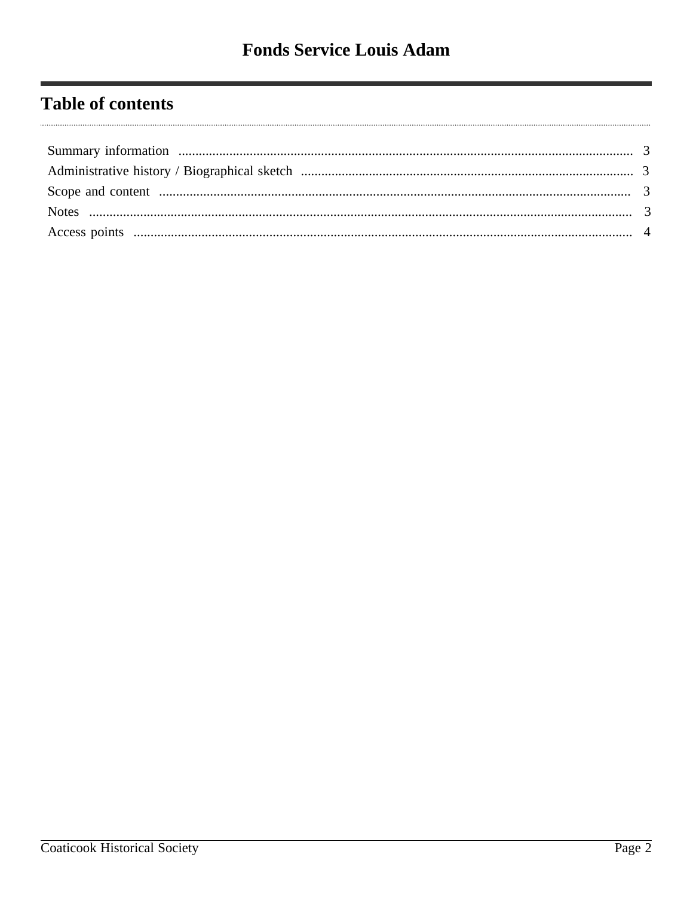# Fonds Service Louis Adam

## Table of contents

Summary information ........................................................................ 3
Administrative history / Biographical sketch ........................................ 3
Scope and content ........................................................................... 3
Notes .............................................................................................. 3
Access points .................................................................................. 4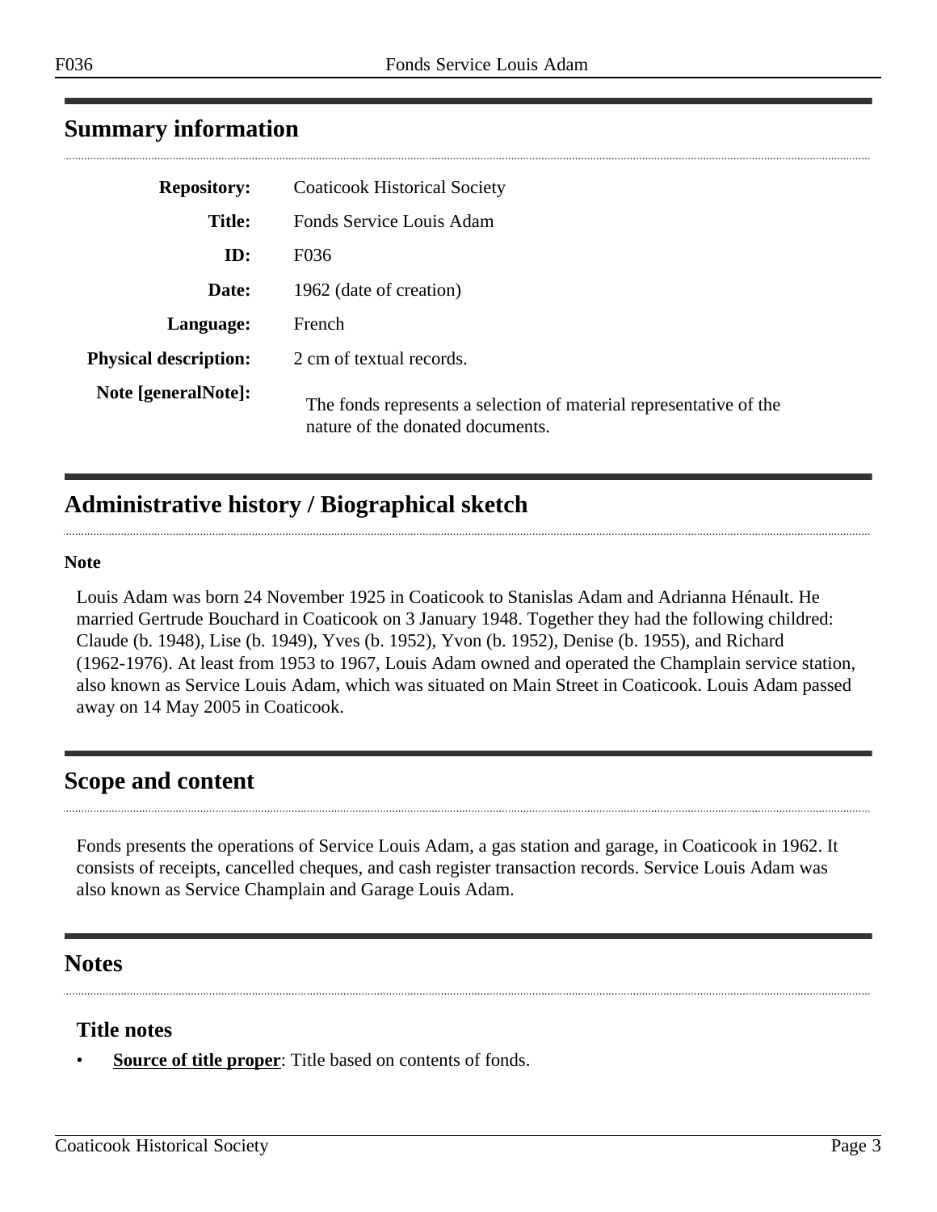## Summary information

**Repository:** Coaticook Historical Society

**Title:** Fonds Service Louis Adam

**ID:** F036

**Date:** 1962 (date of creation)

**Language:** French

**Physical description:** 2 cm of textual records.

**Note [generalNote]:** The fonds represents a selection of material representative of the nature of the donated documents.

## Administrative history / Biographical sketch

**Note**

Louis Adam was born 24 November 1925 in Coaticook to Stanislas Adam and Adrianna Hénault. He married Gertrude Bouchard in Coaticook on 3 January 1948. Together they had the following childred: Claude (b. 1948), Lise (b. 1949), Yves (b. 1952), Yvon (b. 1952), Denise (b. 1955), and Richard (1962-1976). At least from 1953 to 1967, Louis Adam owned and operated the Champlain service station, also known as Service Louis Adam, which was situated on Main Street in Coaticook. Louis Adam passed away on 14 May 2005 in Coaticook.

## Scope and content

Fonds presents the operations of Service Louis Adam, a gas station and garage, in Coaticook in 1962. It consists of receipts, cancelled cheques, and cash register transaction records. Service Louis Adam was also known as Service Champlain and Garage Louis Adam.

## Notes

### Title notes

- **Source of title proper**: Title based on contents of fonds.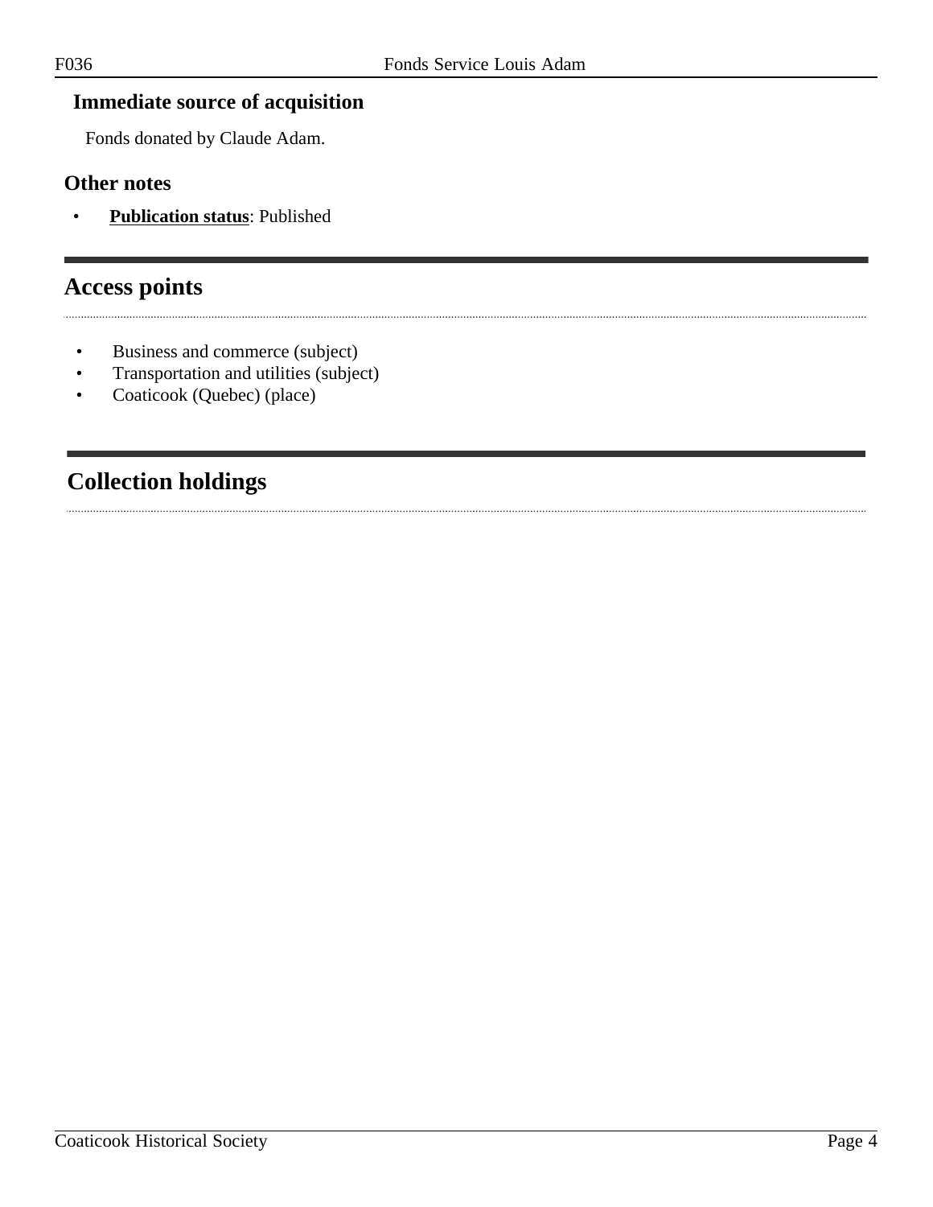### Immediate source of acquisition

Fonds donated by Claude Adam.

### Other notes

- **Publication status**: Published

## Access points

- Business and commerce (subject)
- Transportation and utilities (subject)
- Coaticook (Quebec) (place)

## Collection holdings